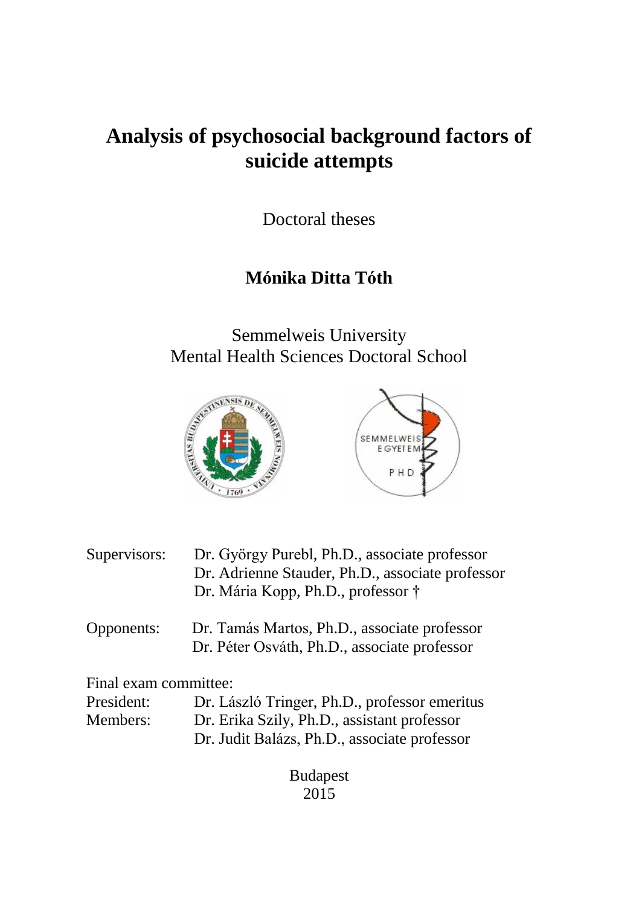# Analysis of psychosocial background factors of suicide attempts

Doctoral theses

**Mónika Ditta Tóth**

Semmelweis University
Mental Health Sciences Doctoral School

| | |
|---|---|
| Supervisors: | Dr. György Purebl, Ph.D., associate professor |
| | Dr. Adrienne Stauder, Ph.D., associate professor |
| | Dr. Mária Kopp, Ph.D., professor † |
| Opponents: | Dr. Tamás Martos, Ph.D., associate professor |
| | Dr. Péter Osváth, Ph.D., associate professor |

Final exam committee:

| | |
|---|---|
| President: | Dr. László Tringer, Ph.D., professor emeritus |
| Members: | Dr. Erika Szily, Ph.D., assistant professor |
| | Dr. Judit Balázs, Ph.D., associate professor |

Budapest
2015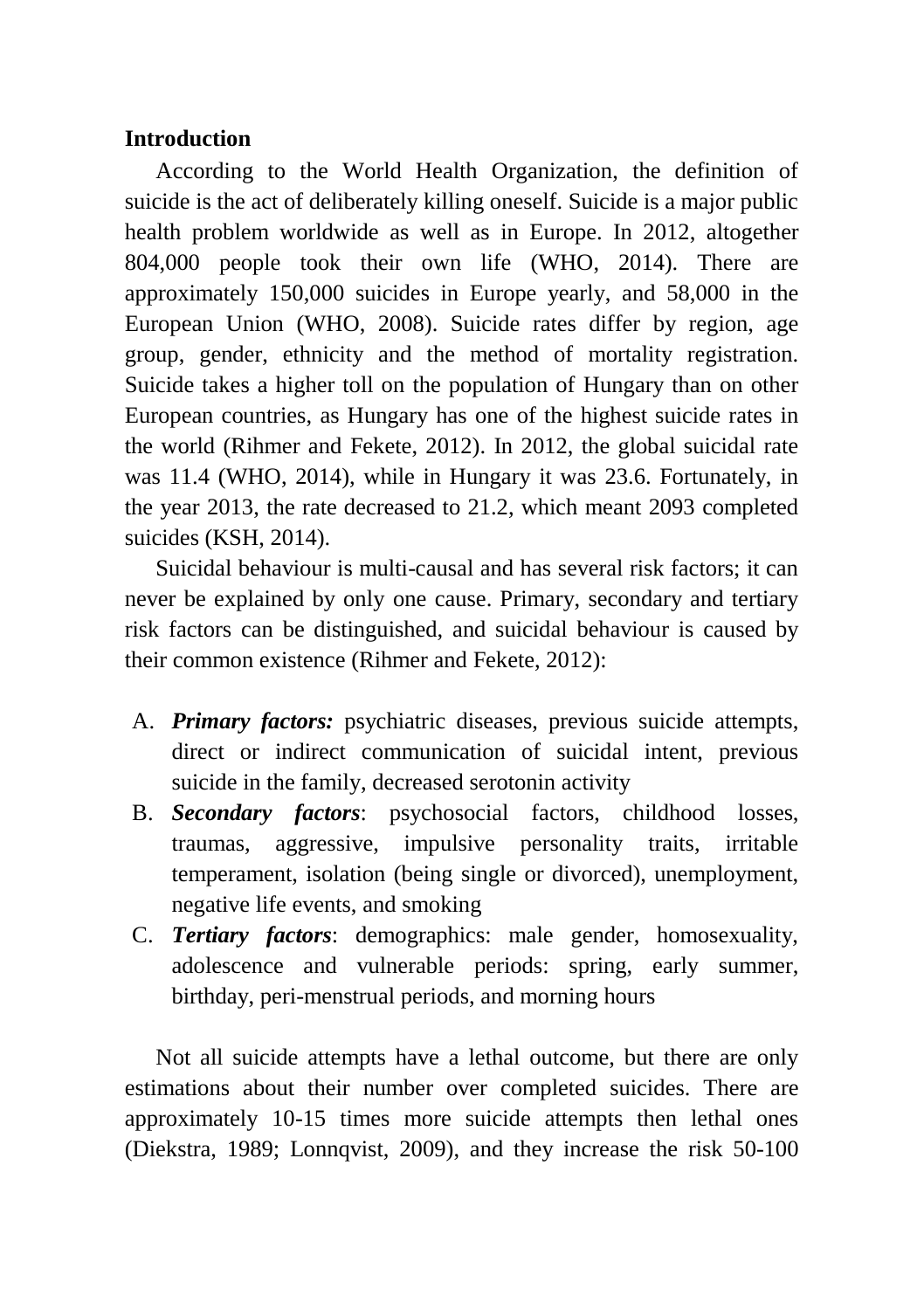**Introduction**

According to the World Health Organization, the definition of suicide is the act of deliberately killing oneself. Suicide is a major public health problem worldwide as well as in Europe. In 2012, altogether 804,000 people took their own life (WHO, 2014). There are approximately 150,000 suicides in Europe yearly, and 58,000 in the European Union (WHO, 2008). Suicide rates differ by region, age group, gender, ethnicity and the method of mortality registration. Suicide takes a higher toll on the population of Hungary than on other European countries, as Hungary has one of the highest suicide rates in the world (Rihmer and Fekete, 2012). In 2012, the global suicidal rate was 11.4 (WHO, 2014), while in Hungary it was 23.6. Fortunately, in the year 2013, the rate decreased to 21.2, which meant 2093 completed suicides (KSH, 2014).

Suicidal behaviour is multi-causal and has several risk factors; it can never be explained by only one cause. Primary, secondary and tertiary risk factors can be distinguished, and suicidal behaviour is caused by their common existence (Rihmer and Fekete, 2012):

A. ***Primary factors:*** psychiatric diseases, previous suicide attempts, direct or indirect communication of suicidal intent, previous suicide in the family, decreased serotonin activity
B. ***Secondary factors***: psychosocial factors, childhood losses, traumas, aggressive, impulsive personality traits, irritable temperament, isolation (being single or divorced), unemployment, negative life events, and smoking
C. ***Tertiary factors***: demographics: male gender, homosexuality, adolescence and vulnerable periods: spring, early summer, birthday, peri-menstrual periods, and morning hours

Not all suicide attempts have a lethal outcome, but there are only estimations about their number over completed suicides. There are approximately 10-15 times more suicide attempts then lethal ones (Diekstra, 1989; Lonnqvist, 2009), and they increase the risk 50-100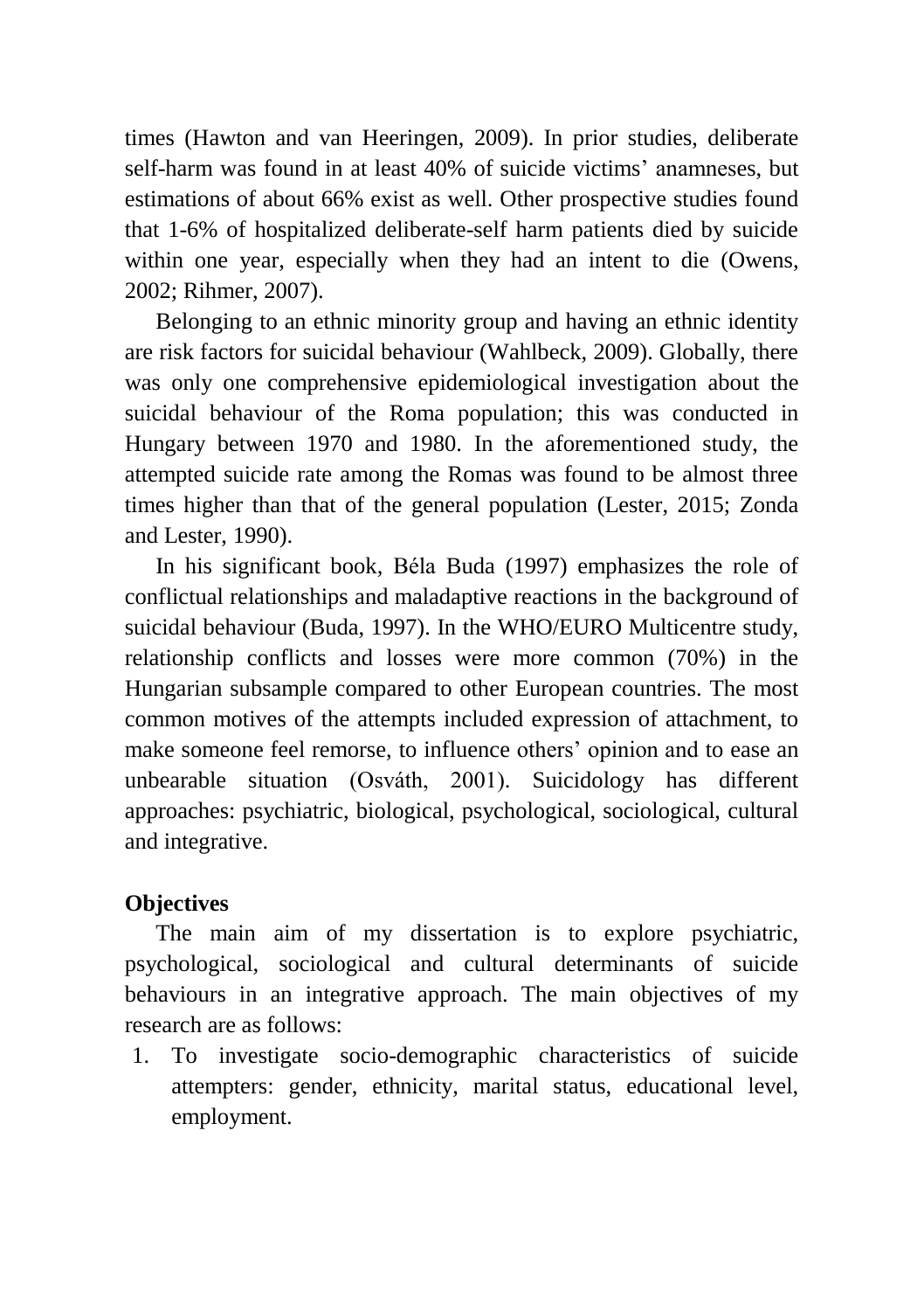times (Hawton and van Heeringen, 2009). In prior studies, deliberate self-harm was found in at least 40% of suicide victims' anamneses, but estimations of about 66% exist as well. Other prospective studies found that 1-6% of hospitalized deliberate-self harm patients died by suicide within one year, especially when they had an intent to die (Owens, 2002; Rihmer, 2007).

Belonging to an ethnic minority group and having an ethnic identity are risk factors for suicidal behaviour (Wahlbeck, 2009). Globally, there was only one comprehensive epidemiological investigation about the suicidal behaviour of the Roma population; this was conducted in Hungary between 1970 and 1980. In the aforementioned study, the attempted suicide rate among the Romas was found to be almost three times higher than that of the general population (Lester, 2015; Zonda and Lester, 1990).

In his significant book, Béla Buda (1997) emphasizes the role of conflictual relationships and maladaptive reactions in the background of suicidal behaviour (Buda, 1997). In the WHO/EURO Multicentre study, relationship conflicts and losses were more common (70%) in the Hungarian subsample compared to other European countries. The most common motives of the attempts included expression of attachment, to make someone feel remorse, to influence others' opinion and to ease an unbearable situation (Osváth, 2001). Suicidology has different approaches: psychiatric, biological, psychological, sociological, cultural and integrative.

**Objectives**

The main aim of my dissertation is to explore psychiatric, psychological, sociological and cultural determinants of suicide behaviours in an integrative approach. The main objectives of my research are as follows:

1. To investigate socio-demographic characteristics of suicide attempters: gender, ethnicity, marital status, educational level, employment.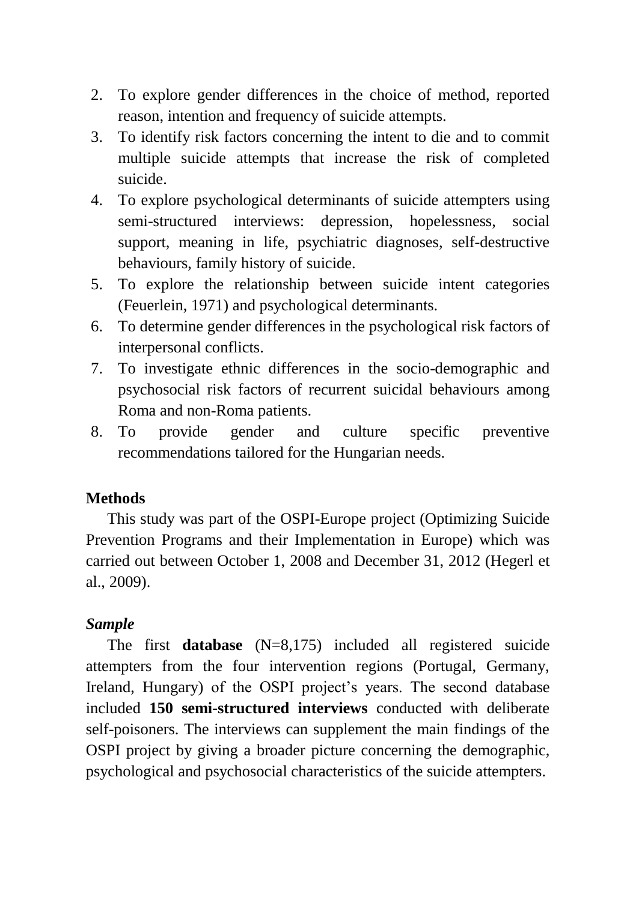2. To explore gender differences in the choice of method, reported reason, intention and frequency of suicide attempts.
3. To identify risk factors concerning the intent to die and to commit multiple suicide attempts that increase the risk of completed suicide.
4. To explore psychological determinants of suicide attempters using semi-structured interviews: depression, hopelessness, social support, meaning in life, psychiatric diagnoses, self-destructive behaviours, family history of suicide.
5. To explore the relationship between suicide intent categories (Feuerlein, 1971) and psychological determinants.
6. To determine gender differences in the psychological risk factors of interpersonal conflicts.
7. To investigate ethnic differences in the socio-demographic and psychosocial risk factors of recurrent suicidal behaviours among Roma and non-Roma patients.
8. To provide gender and culture specific preventive recommendations tailored for the Hungarian needs.

**Methods**

This study was part of the OSPI-Europe project (Optimizing Suicide Prevention Programs and their Implementation in Europe) which was carried out between October 1, 2008 and December 31, 2012 (Hegerl et al., 2009).

***Sample***

The first **database** (N=8,175) included all registered suicide attempters from the four intervention regions (Portugal, Germany, Ireland, Hungary) of the OSPI project's years. The second database included **150 semi-structured interviews** conducted with deliberate self-poisoners. The interviews can supplement the main findings of the OSPI project by giving a broader picture concerning the demographic, psychological and psychosocial characteristics of the suicide attempters.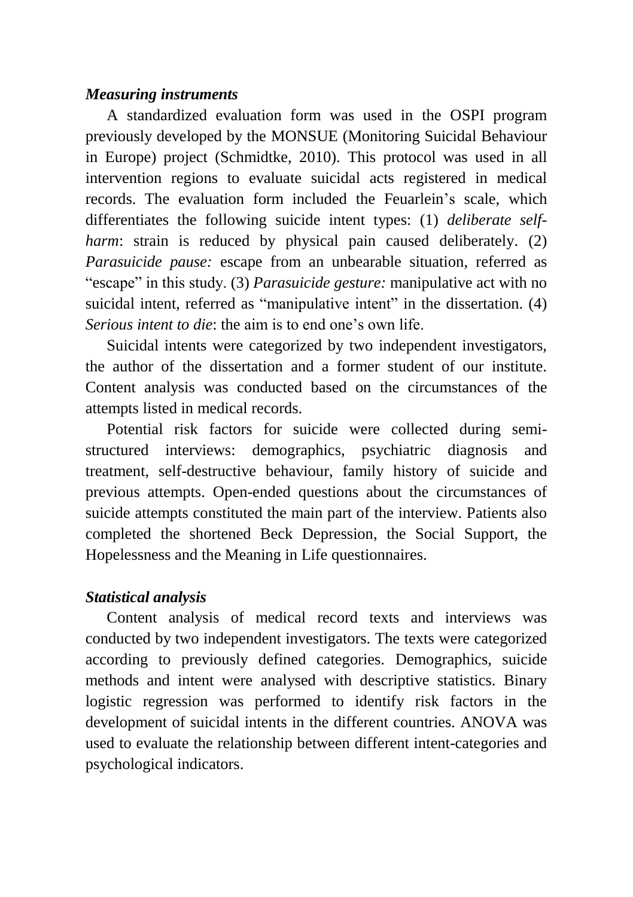### *Measuring instruments*

A standardized evaluation form was used in the OSPI program previously developed by the MONSUE (Monitoring Suicidal Behaviour in Europe) project (Schmidtke, 2010). This protocol was used in all intervention regions to evaluate suicidal acts registered in medical records. The evaluation form included the Feuarlein's scale, which differentiates the following suicide intent types: (1) *deliberate self-harm*: strain is reduced by physical pain caused deliberately. (2) *Parasuicide pause:* escape from an unbearable situation, referred as "escape" in this study. (3) *Parasuicide gesture:* manipulative act with no suicidal intent, referred as "manipulative intent" in the dissertation. (4) *Serious intent to die*: the aim is to end one's own life.

Suicidal intents were categorized by two independent investigators, the author of the dissertation and a former student of our institute. Content analysis was conducted based on the circumstances of the attempts listed in medical records.

Potential risk factors for suicide were collected during semi-structured interviews: demographics, psychiatric diagnosis and treatment, self-destructive behaviour, family history of suicide and previous attempts. Open-ended questions about the circumstances of suicide attempts constituted the main part of the interview. Patients also completed the shortened Beck Depression, the Social Support, the Hopelessness and the Meaning in Life questionnaires.

### *Statistical analysis*

Content analysis of medical record texts and interviews was conducted by two independent investigators. The texts were categorized according to previously defined categories. Demographics, suicide methods and intent were analysed with descriptive statistics. Binary logistic regression was performed to identify risk factors in the development of suicidal intents in the different countries. ANOVA was used to evaluate the relationship between different intent-categories and psychological indicators.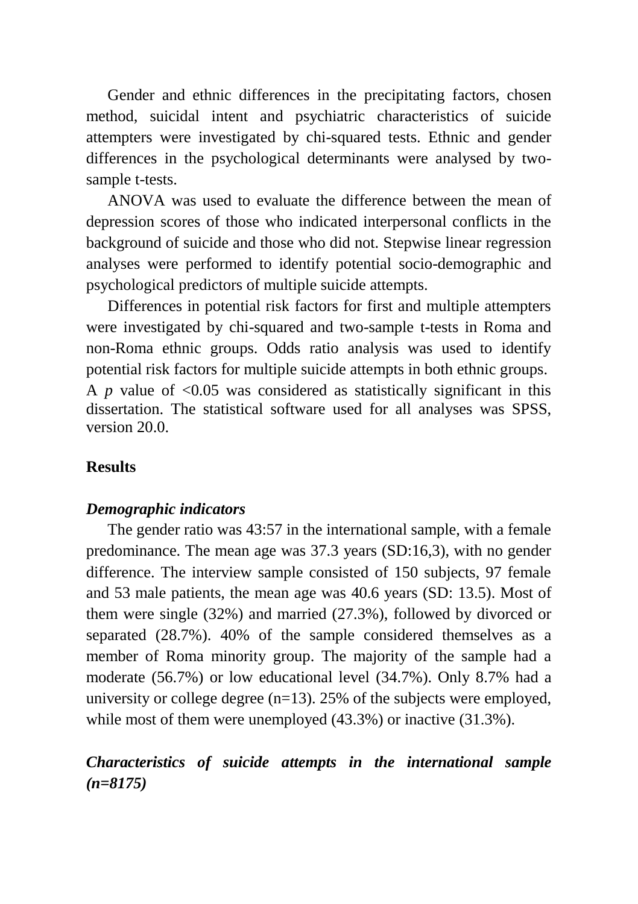Gender and ethnic differences in the precipitating factors, chosen method, suicidal intent and psychiatric characteristics of suicide attempters were investigated by chi-squared tests. Ethnic and gender differences in the psychological determinants were analysed by two-sample t-tests.

ANOVA was used to evaluate the difference between the mean of depression scores of those who indicated interpersonal conflicts in the background of suicide and those who did not. Stepwise linear regression analyses were performed to identify potential socio-demographic and psychological predictors of multiple suicide attempts.

Differences in potential risk factors for first and multiple attempters were investigated by chi-squared and two-sample t-tests in Roma and non-Roma ethnic groups. Odds ratio analysis was used to identify potential risk factors for multiple suicide attempts in both ethnic groups. A $p$ value of <0.05 was considered as statistically significant in this dissertation. The statistical software used for all analyses was SPSS, version 20.0.

## Results

### *Demographic indicators*

The gender ratio was 43:57 in the international sample, with a female predominance. The mean age was 37.3 years (SD:16,3), with no gender difference. The interview sample consisted of 150 subjects, 97 female and 53 male patients, the mean age was 40.6 years (SD: 13.5). Most of them were single (32%) and married (27.3%), followed by divorced or separated (28.7%). 40% of the sample considered themselves as a member of Roma minority group. The majority of the sample had a moderate (56.7%) or low educational level (34.7%). Only 8.7% had a university or college degree (n=13). 25% of the subjects were employed, while most of them were unemployed (43.3%) or inactive (31.3%).

### *Characteristics of suicide attempts in the international sample (n=8175)*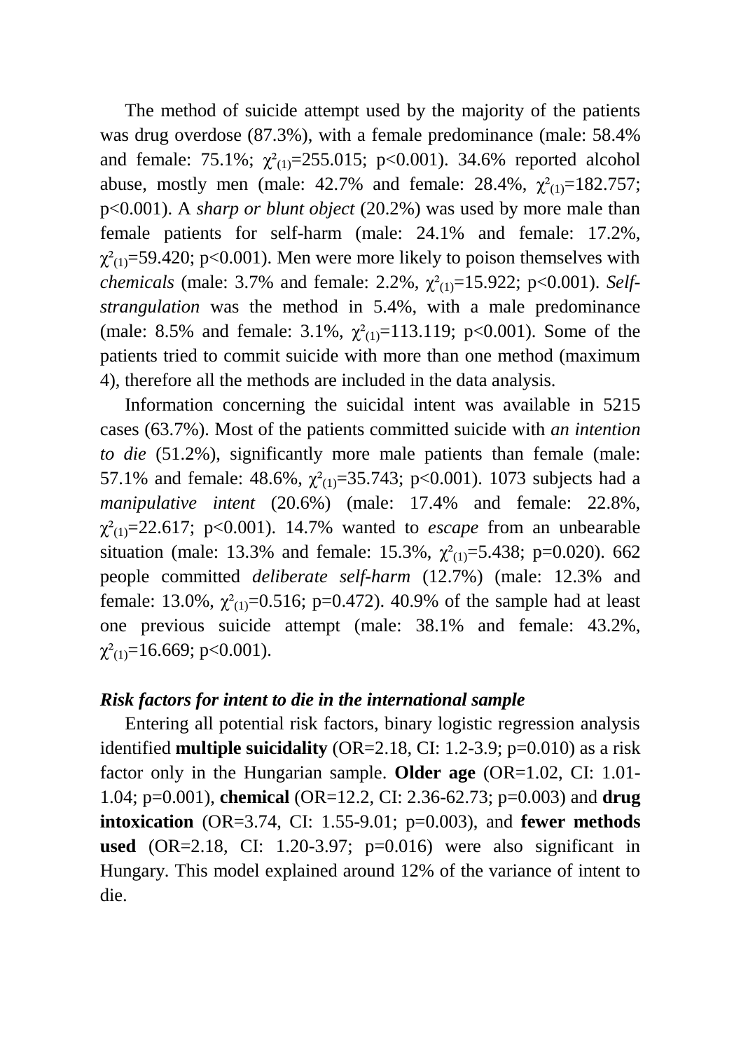The method of suicide attempt used by the majority of the patients was drug overdose (87.3%), with a female predominance (male: 58.4% and female: 75.1%; $\chi^2_{(1)}$=255.015; p<0.001). 34.6% reported alcohol abuse, mostly men (male: 42.7% and female: 28.4%, $\chi^2_{(1)}$=182.757; p<0.001). A *sharp or blunt object* (20.2%) was used by more male than female patients for self-harm (male: 24.1% and female: 17.2%, $\chi^2_{(1)}$=59.420; p<0.001). Men were more likely to poison themselves with *chemicals* (male: 3.7% and female: 2.2%, $\chi^2_{(1)}$=15.922; p<0.001). *Self-strangulation* was the method in 5.4%, with a male predominance (male: 8.5% and female: 3.1%, $\chi^2_{(1)}$=113.119; p<0.001). Some of the patients tried to commit suicide with more than one method (maximum 4), therefore all the methods are included in the data analysis.

Information concerning the suicidal intent was available in 5215 cases (63.7%). Most of the patients committed suicide with *an intention to die* (51.2%), significantly more male patients than female (male: 57.1% and female: 48.6%, $\chi^2_{(1)}$=35.743; p<0.001). 1073 subjects had a *manipulative intent* (20.6%) (male: 17.4% and female: 22.8%, $\chi^2_{(1)}$=22.617; p<0.001). 14.7% wanted to *escape* from an unbearable situation (male: 13.3% and female: 15.3%, $\chi^2_{(1)}$=5.438; p=0.020). 662 people committed *deliberate self-harm* (12.7%) (male: 12.3% and female: 13.0%, $\chi^2_{(1)}$=0.516; p=0.472). 40.9% of the sample had at least one previous suicide attempt (male: 38.1% and female: 43.2%, $\chi^2_{(1)}$=16.669; p<0.001).

### *Risk factors for intent to die in the international sample*

Entering all potential risk factors, binary logistic regression analysis identified **multiple suicidality** (OR=2.18, CI: 1.2-3.9; p=0.010) as a risk factor only in the Hungarian sample. **Older age** (OR=1.02, CI: 1.01-1.04; p=0.001), **chemical** (OR=12.2, CI: 2.36-62.73; p=0.003) and **drug intoxication** (OR=3.74, CI: 1.55-9.01; p=0.003), and **fewer methods used** (OR=2.18, CI: 1.20-3.97; p=0.016) were also significant in Hungary. This model explained around 12% of the variance of intent to die.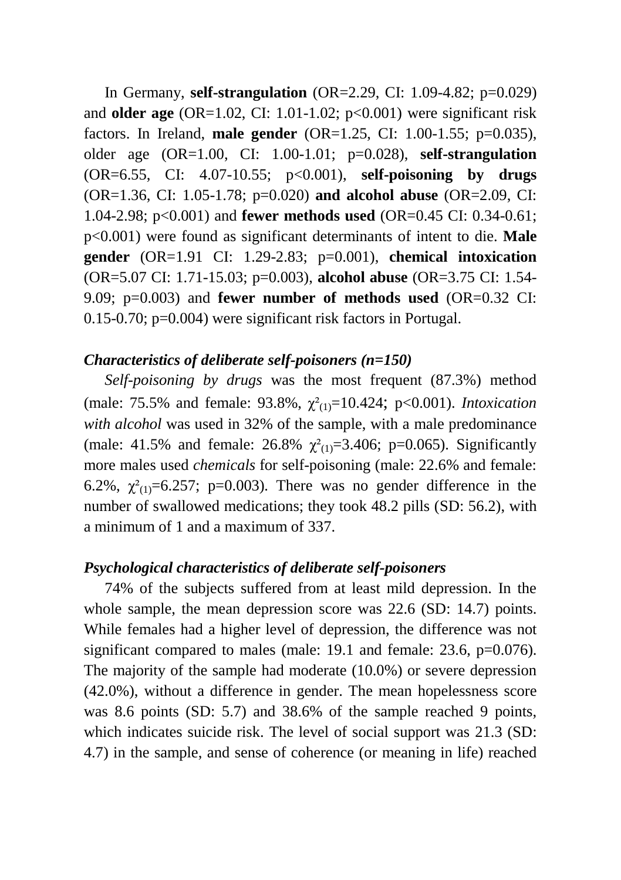In Germany, **self-strangulation** (OR=2.29, CI: 1.09-4.82; p=0.029) and **older age** (OR=1.02, CI: 1.01-1.02; p<0.001) were significant risk factors. In Ireland, **male gender** (OR=1.25, CI: 1.00-1.55; p=0.035), older age (OR=1.00, CI: 1.00-1.01; p=0.028), **self-strangulation** (OR=6.55, CI: 4.07-10.55; p<0.001), **self-poisoning by drugs** (OR=1.36, CI: 1.05-1.78; p=0.020) **and alcohol abuse** (OR=2.09, CI: 1.04-2.98; p<0.001) and **fewer methods used** (OR=0.45 CI: 0.34-0.61; p<0.001) were found as significant determinants of intent to die. **Male gender** (OR=1.91 CI: 1.29-2.83; p=0.001), **chemical intoxication** (OR=5.07 CI: 1.71-15.03; p=0.003), **alcohol abuse** (OR=3.75 CI: 1.54-9.09; p=0.003) and **fewer number of methods used** (OR=0.32 CI: 0.15-0.70; p=0.004) were significant risk factors in Portugal.

***Characteristics of deliberate self-poisoners (n=150)***

*Self-poisoning by drugs* was the most frequent (87.3%) method (male: 75.5% and female: 93.8%, $\chi^2_{(1)}$=10.424; p<0.001). *Intoxication with alcohol* was used in 32% of the sample, with a male predominance (male: 41.5% and female: 26.8% $\chi^2_{(1)}$=3.406; p=0.065). Significantly more males used *chemicals* for self-poisoning (male: 22.6% and female: 6.2%, $\chi^2_{(1)}$=6.257; p=0.003). There was no gender difference in the number of swallowed medications; they took 48.2 pills (SD: 56.2), with a minimum of 1 and a maximum of 337.

***Psychological characteristics of deliberate self-poisoners***

74% of the subjects suffered from at least mild depression. In the whole sample, the mean depression score was 22.6 (SD: 14.7) points. While females had a higher level of depression, the difference was not significant compared to males (male: 19.1 and female: 23.6, p=0.076). The majority of the sample had moderate (10.0%) or severe depression (42.0%), without a difference in gender. The mean hopelessness score was 8.6 points (SD: 5.7) and 38.6% of the sample reached 9 points, which indicates suicide risk. The level of social support was 21.3 (SD: 4.7) in the sample, and sense of coherence (or meaning in life) reached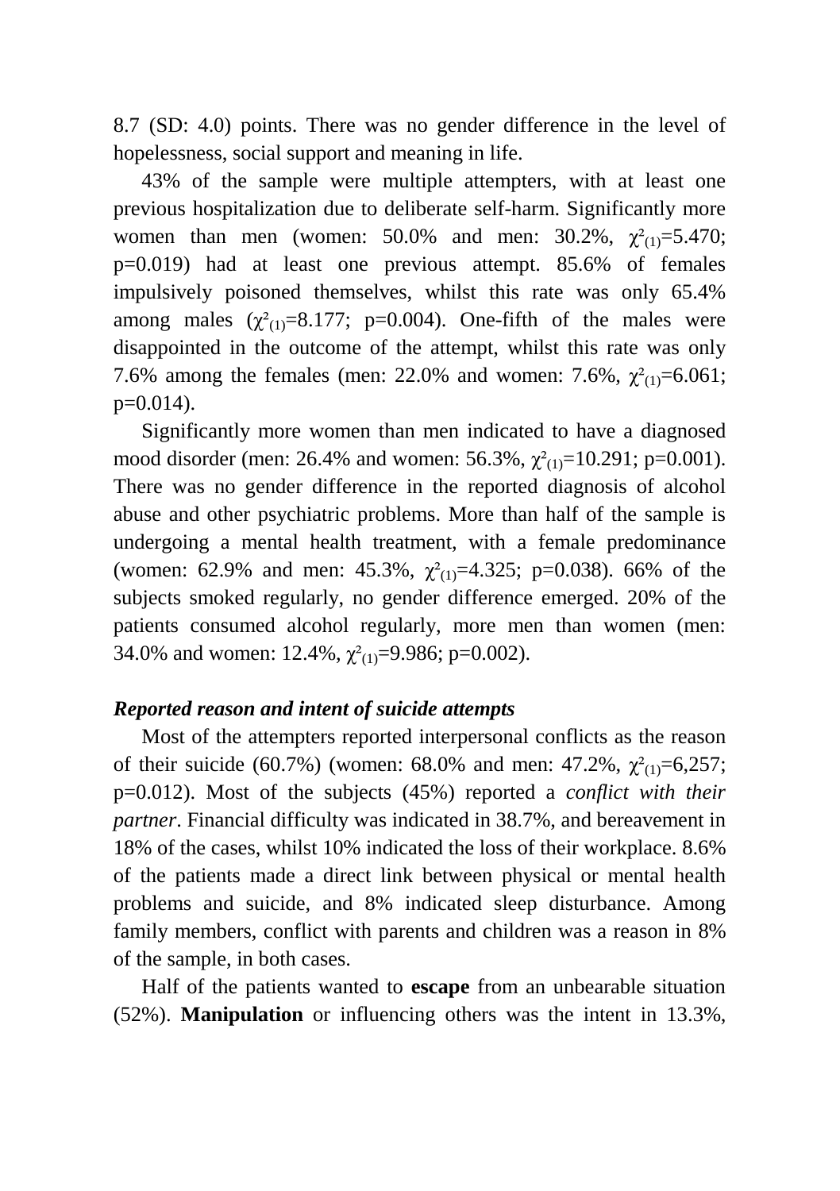8.7 (SD: 4.0) points. There was no gender difference in the level of hopelessness, social support and meaning in life.

43% of the sample were multiple attempters, with at least one previous hospitalization due to deliberate self-harm. Significantly more women than men (women: 50.0% and men: 30.2%, $\chi^2_{(1)}$=5.470; p=0.019) had at least one previous attempt. 85.6% of females impulsively poisoned themselves, whilst this rate was only 65.4% among males ($\chi^2_{(1)}$=8.177; p=0.004). One-fifth of the males were disappointed in the outcome of the attempt, whilst this rate was only 7.6% among the females (men: 22.0% and women: 7.6%, $\chi^2_{(1)}$=6.061; p=0.014).

Significantly more women than men indicated to have a diagnosed mood disorder (men: 26.4% and women: 56.3%, $\chi^2_{(1)}$=10.291; p=0.001). There was no gender difference in the reported diagnosis of alcohol abuse and other psychiatric problems. More than half of the sample is undergoing a mental health treatment, with a female predominance (women: 62.9% and men: 45.3%, $\chi^2_{(1)}$=4.325; p=0.038). 66% of the subjects smoked regularly, no gender difference emerged. 20% of the patients consumed alcohol regularly, more men than women (men: 34.0% and women: 12.4%, $\chi^2_{(1)}$=9.986; p=0.002).

***Reported reason and intent of suicide attempts***

Most of the attempters reported interpersonal conflicts as the reason of their suicide (60.7%) (women: 68.0% and men: 47.2%, $\chi^2_{(1)}$=6,257; p=0.012). Most of the subjects (45%) reported a *conflict with their partner*. Financial difficulty was indicated in 38.7%, and bereavement in 18% of the cases, whilst 10% indicated the loss of their workplace. 8.6% of the patients made a direct link between physical or mental health problems and suicide, and 8% indicated sleep disturbance. Among family members, conflict with parents and children was a reason in 8% of the sample, in both cases.

Half of the patients wanted to **escape** from an unbearable situation (52%). **Manipulation** or influencing others was the intent in 13.3%,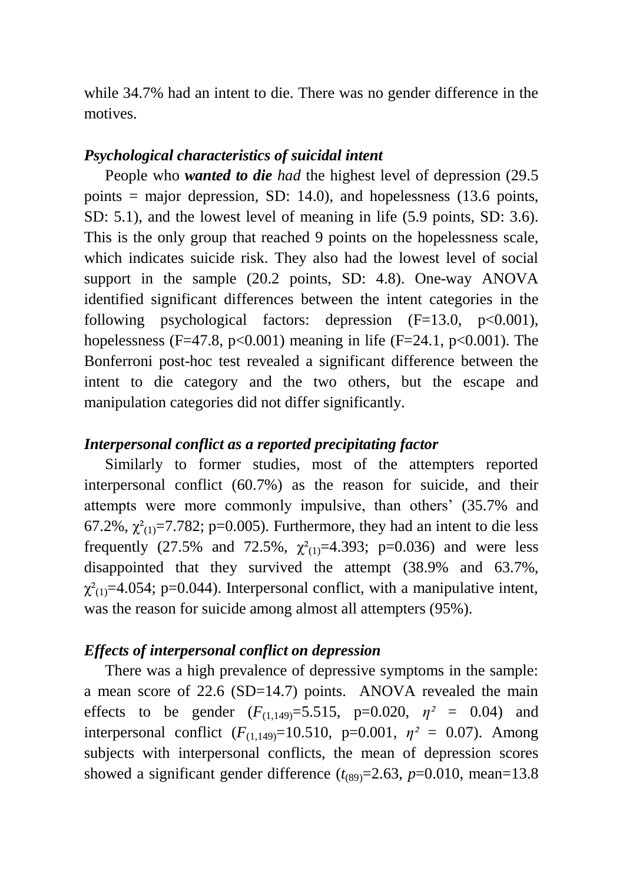while 34.7% had an intent to die. There was no gender difference in the motives.

### *Psychological characteristics of suicidal intent*

People who ***wanted to die*** *had* the highest level of depression (29.5 points = major depression, SD: 14.0), and hopelessness (13.6 points, SD: 5.1), and the lowest level of meaning in life (5.9 points, SD: 3.6). This is the only group that reached 9 points on the hopelessness scale, which indicates suicide risk. They also had the lowest level of social support in the sample (20.2 points, SD: 4.8). One-way ANOVA identified significant differences between the intent categories in the following psychological factors: depression ($F=13.0$, $p<0.001$), hopelessness ($F=47.8$, $p<0.001$) meaning in life ($F=24.1$, $p<0.001$). The Bonferroni post-hoc test revealed a significant difference between the intent to die category and the two others, but the escape and manipulation categories did not differ significantly.

### *Interpersonal conflict as a reported precipitating factor*

Similarly to former studies, most of the attempters reported interpersonal conflict (60.7%) as the reason for suicide, and their attempts were more commonly impulsive, than others' (35.7% and 67.2%, $\chi^2_{(1)}=7.782$; $p=0.005$). Furthermore, they had an intent to die less frequently (27.5% and 72.5%, $\chi^2_{(1)}=4.393$; $p=0.036$) and were less disappointed that they survived the attempt (38.9% and 63.7%, $\chi^2_{(1)}=4.054$; $p=0.044$). Interpersonal conflict, with a manipulative intent, was the reason for suicide among almost all attempters (95%).

### *Effects of interpersonal conflict on depression*

There was a high prevalence of depressive symptoms in the sample: a mean score of 22.6 (SD=14.7) points. ANOVA revealed the main effects to be gender ($F_{(1,149)}=5.515$, $p=0.020$, $\eta^2 = 0.04$) and interpersonal conflict ($F_{(1,149)}=10.510$, $p=0.001$, $\eta^2 = 0.07$). Among subjects with interpersonal conflicts, the mean of depression scores showed a significant gender difference ($t_{(89)}=2.63$, $p=0.010$, mean=13.8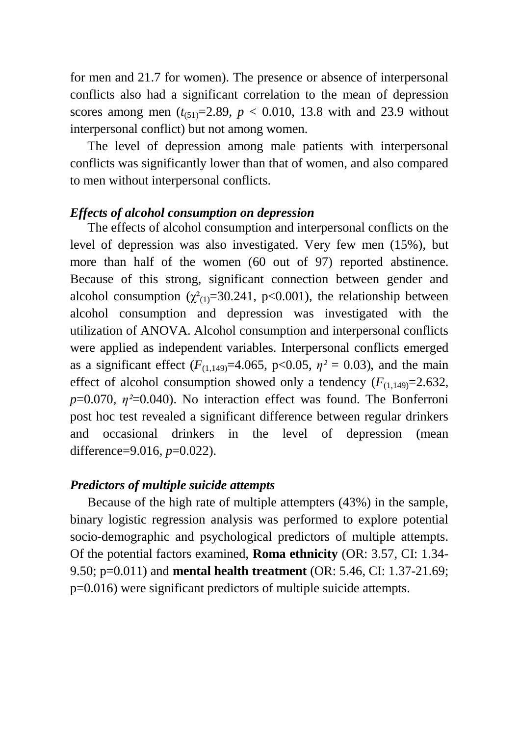for men and 21.7 for women). The presence or absence of interpersonal conflicts also had a significant correlation to the mean of depression scores among men ($t_{(51)}$=2.89, $p$ < 0.010, 13.8 with and 23.9 without interpersonal conflict) but not among women.

The level of depression among male patients with interpersonal conflicts was significantly lower than that of women, and also compared to men without interpersonal conflicts.

### *Effects of alcohol consumption on depression*

The effects of alcohol consumption and interpersonal conflicts on the level of depression was also investigated. Very few men (15%), but more than half of the women (60 out of 97) reported abstinence. Because of this strong, significant connection between gender and alcohol consumption ($\chi^2_{(1)}$=30.241, p<0.001), the relationship between alcohol consumption and depression was investigated with the utilization of ANOVA. Alcohol consumption and interpersonal conflicts were applied as independent variables. Interpersonal conflicts emerged as a significant effect ($F_{(1,149)}$=4.065, p<0.05, $\eta^2$ = 0.03), and the main effect of alcohol consumption showed only a tendency ($F_{(1,149)}$=2.632, $p$=0.070, $\eta^2$=0.040). No interaction effect was found. The Bonferroni post hoc test revealed a significant difference between regular drinkers and occasional drinkers in the level of depression (mean difference=9.016, $p$=0.022).

### *Predictors of multiple suicide attempts*

Because of the high rate of multiple attempters (43%) in the sample, binary logistic regression analysis was performed to explore potential socio-demographic and psychological predictors of multiple attempts. Of the potential factors examined, **Roma ethnicity** (OR: 3.57, CI: 1.34-9.50; p=0.011) and **mental health treatment** (OR: 5.46, CI: 1.37-21.69; p=0.016) were significant predictors of multiple suicide attempts.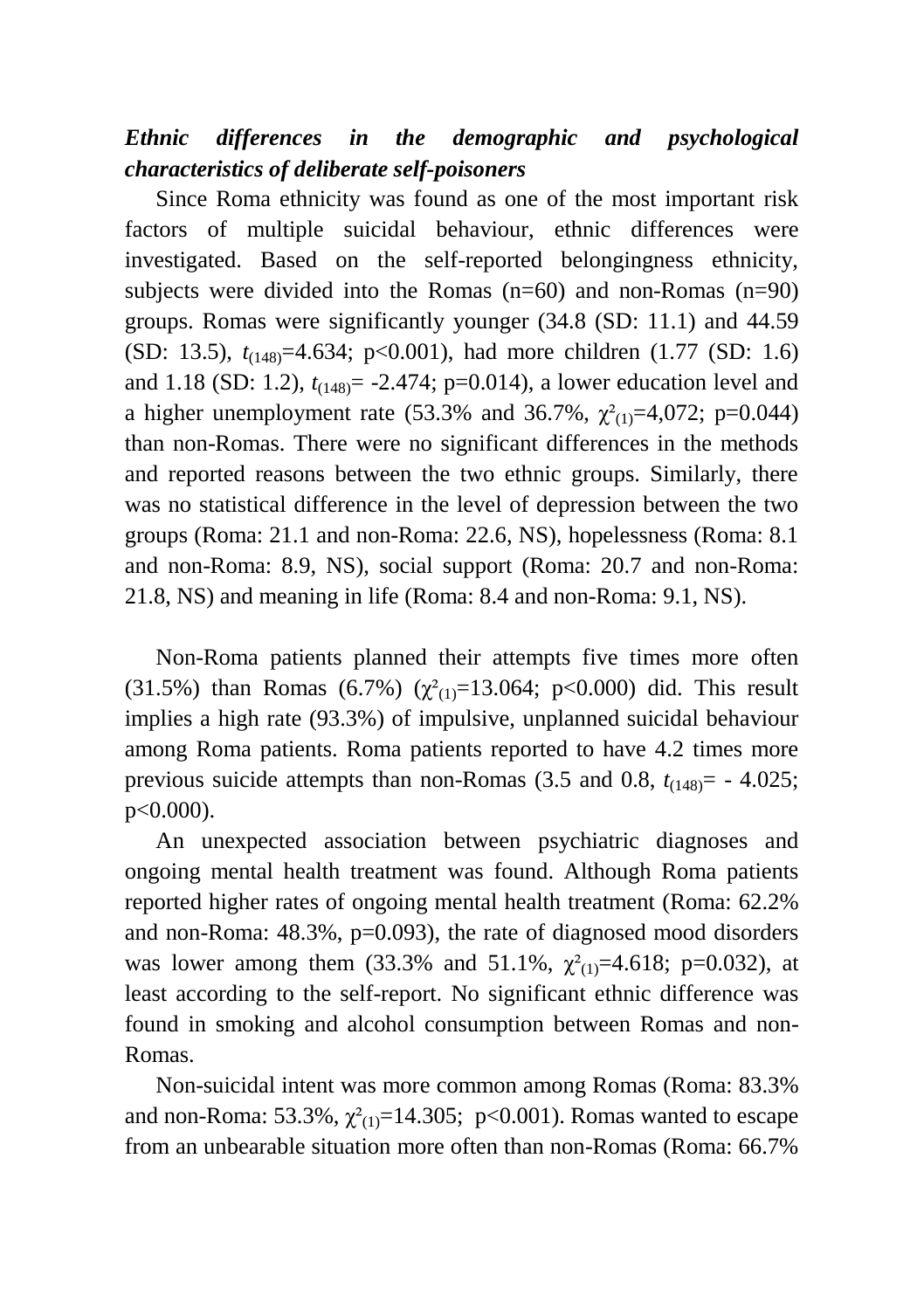***Ethnic differences in the demographic and psychological characteristics of deliberate self-poisoners***

Since Roma ethnicity was found as one of the most important risk factors of multiple suicidal behaviour, ethnic differences were investigated. Based on the self-reported belongingness ethnicity, subjects were divided into the Romas (n=60) and non-Romas (n=90) groups. Romas were significantly younger (34.8 (SD: 11.1) and 44.59 (SD: 13.5), $t_{(148)}$=4.634; p<0.001), had more children (1.77 (SD: 1.6) and 1.18 (SD: 1.2), $t_{(148)}$= -2.474; p=0.014), a lower education level and a higher unemployment rate (53.3% and 36.7%, $\chi^2_{(1)}$=4,072; p=0.044) than non-Romas. There were no significant differences in the methods and reported reasons between the two ethnic groups. Similarly, there was no statistical difference in the level of depression between the two groups (Roma: 21.1 and non-Roma: 22.6, NS), hopelessness (Roma: 8.1 and non-Roma: 8.9, NS), social support (Roma: 20.7 and non-Roma: 21.8, NS) and meaning in life (Roma: 8.4 and non-Roma: 9.1, NS).

Non-Roma patients planned their attempts five times more often (31.5%) than Romas (6.7%) ($\chi^2_{(1)}$=13.064; p<0.000) did. This result implies a high rate (93.3%) of impulsive, unplanned suicidal behaviour among Roma patients. Roma patients reported to have 4.2 times more previous suicide attempts than non-Romas (3.5 and 0.8, $t_{(148)}$= - 4.025; p<0.000).

An unexpected association between psychiatric diagnoses and ongoing mental health treatment was found. Although Roma patients reported higher rates of ongoing mental health treatment (Roma: 62.2% and non-Roma: 48.3%, p=0.093), the rate of diagnosed mood disorders was lower among them (33.3% and 51.1%, $\chi^2_{(1)}$=4.618; p=0.032), at least according to the self-report. No significant ethnic difference was found in smoking and alcohol consumption between Romas and non-Romas.

Non-suicidal intent was more common among Romas (Roma: 83.3% and non-Roma: 53.3%, $\chi^2_{(1)}$=14.305; p<0.001). Romas wanted to escape from an unbearable situation more often than non-Romas (Roma: 66.7%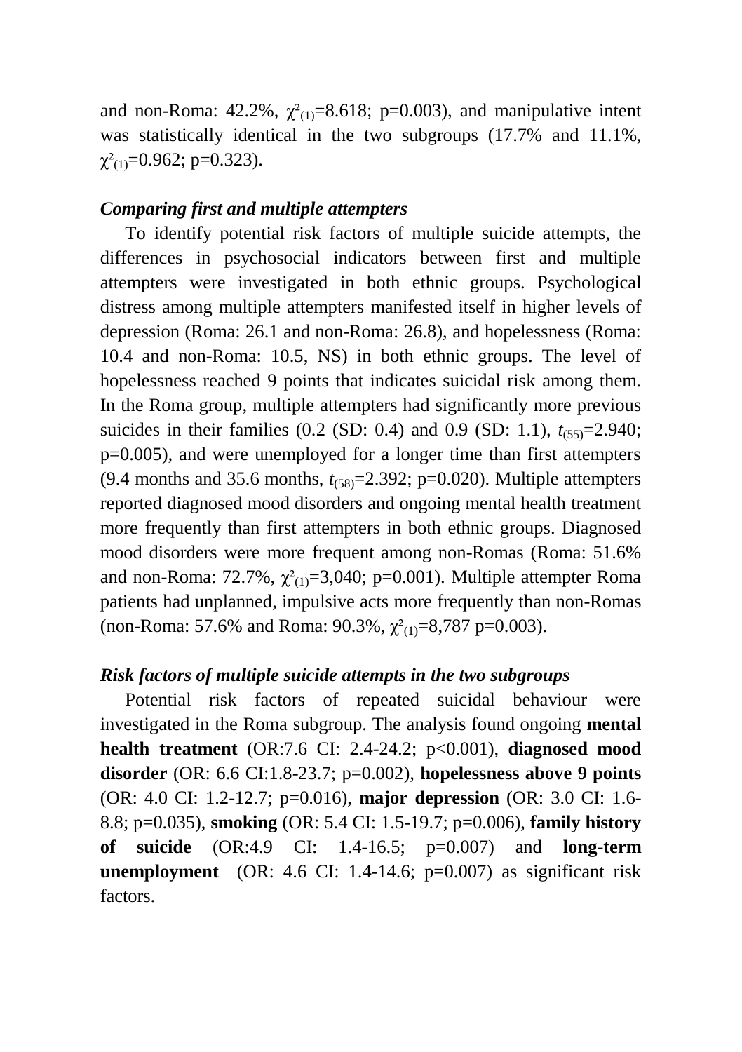and non-Roma: 42.2%, $\chi^2_{(1)}$=8.618; p=0.003), and manipulative intent was statistically identical in the two subgroups (17.7% and 11.1%, $\chi^2_{(1)}$=0.962; p=0.323).

### *Comparing first and multiple attempters*

To identify potential risk factors of multiple suicide attempts, the differences in psychosocial indicators between first and multiple attempters were investigated in both ethnic groups. Psychological distress among multiple attempters manifested itself in higher levels of depression (Roma: 26.1 and non-Roma: 26.8), and hopelessness (Roma: 10.4 and non-Roma: 10.5, NS) in both ethnic groups. The level of hopelessness reached 9 points that indicates suicidal risk among them. In the Roma group, multiple attempters had significantly more previous suicides in their families (0.2 (SD: 0.4) and 0.9 (SD: 1.1), $t_{(55)}$=2.940; p=0.005), and were unemployed for a longer time than first attempters (9.4 months and 35.6 months, $t_{(58)}$=2.392; p=0.020). Multiple attempters reported diagnosed mood disorders and ongoing mental health treatment more frequently than first attempters in both ethnic groups. Diagnosed mood disorders were more frequent among non-Romas (Roma: 51.6% and non-Roma: 72.7%, $\chi^2_{(1)}$=3,040; p=0.001). Multiple attempter Roma patients had unplanned, impulsive acts more frequently than non-Romas (non-Roma: 57.6% and Roma: 90.3%, $\chi^2_{(1)}$=8,787 p=0.003).

### *Risk factors of multiple suicide attempts in the two subgroups*

Potential risk factors of repeated suicidal behaviour were investigated in the Roma subgroup. The analysis found ongoing **mental health treatment** (OR:7.6 CI: 2.4-24.2; p<0.001), **diagnosed mood disorder** (OR: 6.6 CI:1.8-23.7; p=0.002), **hopelessness above 9 points** (OR: 4.0 CI: 1.2-12.7; p=0.016), **major depression** (OR: 3.0 CI: 1.6-8.8; p=0.035), **smoking** (OR: 5.4 CI: 1.5-19.7; p=0.006), **family history of suicide** (OR:4.9 CI: 1.4-16.5; p=0.007) and **long-term unemployment** (OR: 4.6 CI: 1.4-14.6; p=0.007) as significant risk factors.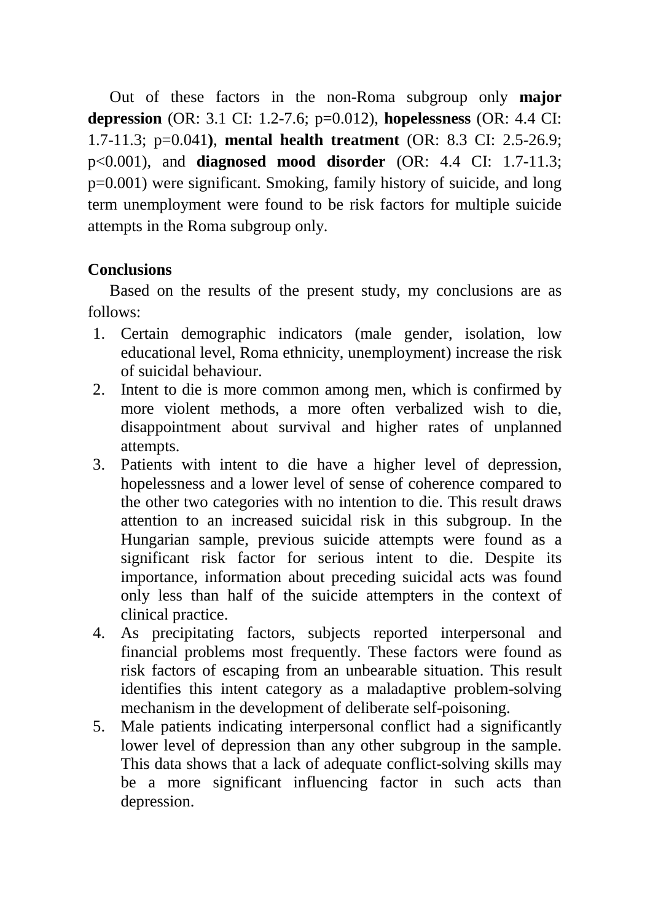Out of these factors in the non-Roma subgroup only **major depression** (OR: 3.1 CI: 1.2-7.6; p=0.012), **hopelessness** (OR: 4.4 CI: 1.7-11.3; p=0.041), **mental health treatment** (OR: 8.3 CI: 2.5-26.9; p<0.001), and **diagnosed mood disorder** (OR: 4.4 CI: 1.7-11.3; p=0.001) were significant. Smoking, family history of suicide, and long term unemployment were found to be risk factors for multiple suicide attempts in the Roma subgroup only.

**Conclusions**

Based on the results of the present study, my conclusions are as follows:

1. Certain demographic indicators (male gender, isolation, low educational level, Roma ethnicity, unemployment) increase the risk of suicidal behaviour.
2. Intent to die is more common among men, which is confirmed by more violent methods, a more often verbalized wish to die, disappointment about survival and higher rates of unplanned attempts.
3. Patients with intent to die have a higher level of depression, hopelessness and a lower level of sense of coherence compared to the other two categories with no intention to die. This result draws attention to an increased suicidal risk in this subgroup. In the Hungarian sample, previous suicide attempts were found as a significant risk factor for serious intent to die. Despite its importance, information about preceding suicidal acts was found only less than half of the suicide attempters in the context of clinical practice.
4. As precipitating factors, subjects reported interpersonal and financial problems most frequently. These factors were found as risk factors of escaping from an unbearable situation. This result identifies this intent category as a maladaptive problem-solving mechanism in the development of deliberate self-poisoning.
5. Male patients indicating interpersonal conflict had a significantly lower level of depression than any other subgroup in the sample. This data shows that a lack of adequate conflict-solving skills may be a more significant influencing factor in such acts than depression.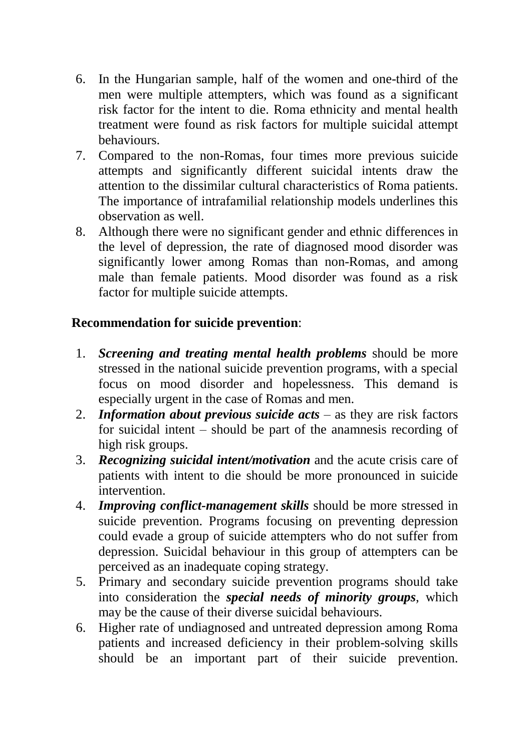6. In the Hungarian sample, half of the women and one-third of the men were multiple attempters, which was found as a significant risk factor for the intent to die. Roma ethnicity and mental health treatment were found as risk factors for multiple suicidal attempt behaviours.
7. Compared to the non-Romas, four times more previous suicide attempts and significantly different suicidal intents draw the attention to the dissimilar cultural characteristics of Roma patients. The importance of intrafamilial relationship models underlines this observation as well.
8. Although there were no significant gender and ethnic differences in the level of depression, the rate of diagnosed mood disorder was significantly lower among Romas than non-Romas, and among male than female patients. Mood disorder was found as a risk factor for multiple suicide attempts.

**Recommendation for suicide prevention**:

1. ***Screening and treating mental health problems*** should be more stressed in the national suicide prevention programs, with a special focus on mood disorder and hopelessness. This demand is especially urgent in the case of Romas and men.
2. ***Information about previous suicide acts*** – as they are risk factors for suicidal intent – should be part of the anamnesis recording of high risk groups.
3. ***Recognizing suicidal intent/motivation*** and the acute crisis care of patients with intent to die should be more pronounced in suicide intervention.
4. ***Improving conflict-management skills*** should be more stressed in suicide prevention. Programs focusing on preventing depression could evade a group of suicide attempters who do not suffer from depression. Suicidal behaviour in this group of attempters can be perceived as an inadequate coping strategy.
5. Primary and secondary suicide prevention programs should take into consideration the ***special needs of minority groups***, which may be the cause of their diverse suicidal behaviours.
6. Higher rate of undiagnosed and untreated depression among Roma patients and increased deficiency in their problem-solving skills should be an important part of their suicide prevention.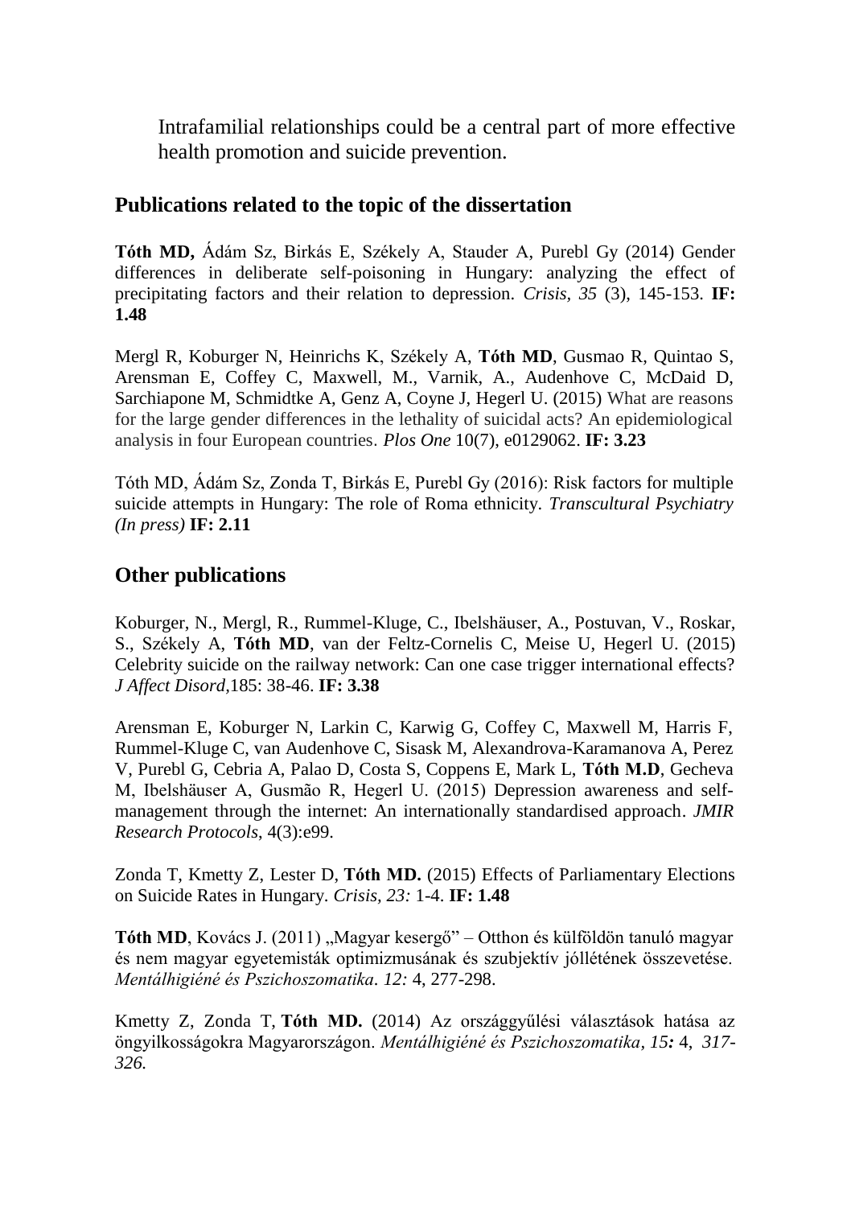Intrafamilial relationships could be a central part of more effective health promotion and suicide prevention.

## Publications related to the topic of the dissertation

**Tóth MD,** Ádám Sz, Birkás E, Székely A, Stauder A, Purebl Gy (2014) Gender differences in deliberate self-poisoning in Hungary: analyzing the effect of precipitating factors and their relation to depression. *Crisis, 35* (3), 145-153. **IF: 1.48**

Mergl R, Koburger N, Heinrichs K, Székely A, **Tóth MD**, Gusmao R, Quintao S, Arensman E, Coffey C, Maxwell, M., Varnik, A., Audenhove C, McDaid D, Sarchiapone M, Schmidtke A, Genz A, Coyne J, Hegerl U. (2015) What are reasons for the large gender differences in the lethality of suicidal acts? An epidemiological analysis in four European countries. *Plos One* 10(7), e0129062. **IF: 3.23**

Tóth MD, Ádám Sz, Zonda T, Birkás E, Purebl Gy (2016): Risk factors for multiple suicide attempts in Hungary: The role of Roma ethnicity. *Transcultural Psychiatry (In press)* **IF: 2.11**

## Other publications

Koburger, N., Mergl, R., Rummel-Kluge, C., Ibelshäuser, A., Postuvan, V., Roskar, S., Székely A, **Tóth MD**, van der Feltz-Cornelis C, Meise U, Hegerl U. (2015) Celebrity suicide on the railway network: Can one case trigger international effects? *J Affect Disord,*185: 38-46. **IF: 3.38**

Arensman E, Koburger N, Larkin C, Karwig G, Coffey C, Maxwell M, Harris F, Rummel-Kluge C, van Audenhove C, Sisask M, Alexandrova-Karamanova A, Perez V, Purebl G, Cebria A, Palao D, Costa S, Coppens E, Mark L, **Tóth M.D**, Gecheva M, Ibelshäuser A, Gusmão R, Hegerl U. (2015) Depression awareness and self-management through the internet: An internationally standardised approach. *JMIR Research Protocols*, 4(3):e99.

Zonda T, Kmetty Z, Lester D, **Tóth MD.** (2015) Effects of Parliamentary Elections on Suicide Rates in Hungary. *Crisis, 23:* 1-4. **IF: 1.48**

**Tóth MD**, Kovács J. (2011) „Magyar kesergő" – Otthon és külföldön tanuló magyar és nem magyar egyetemisták optimizmusának és szubjektív jóllétének összevetése. *Mentálhigiéné és Pszichoszomatika. 12:* 4, 277-298.

Kmetty Z, Zonda T, **Tóth MD.** (2014) Az országgyűlési választások hatása az öngyilkosságokra Magyarországon. *Mentálhigiéné és Pszichoszomatika*, *15:* 4, *317-326.*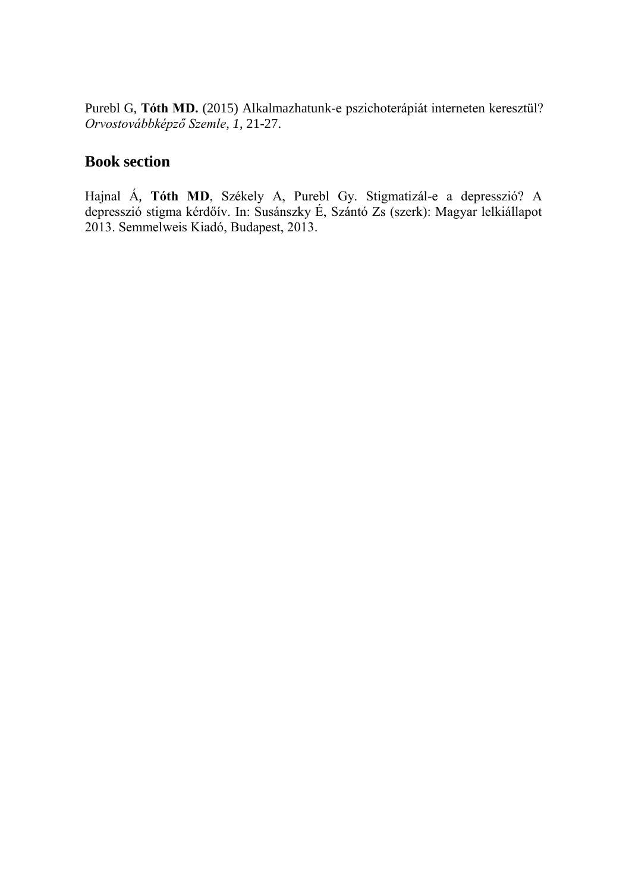Purebl G, **Tóth MD.** (2015) Alkalmazhatunk-e pszichoterápiát interneten keresztül? *Orvostovábbképző Szemle*, *1*, 21-27.

## Book section

Hajnal Á, **Tóth MD**, Székely A, Purebl Gy. Stigmatizál-e a depresszió? A depresszió stigma kérdőív. In: Susánszky É, Szántó Zs (szerk): Magyar lelkiállapot 2013. Semmelweis Kiadó, Budapest, 2013.